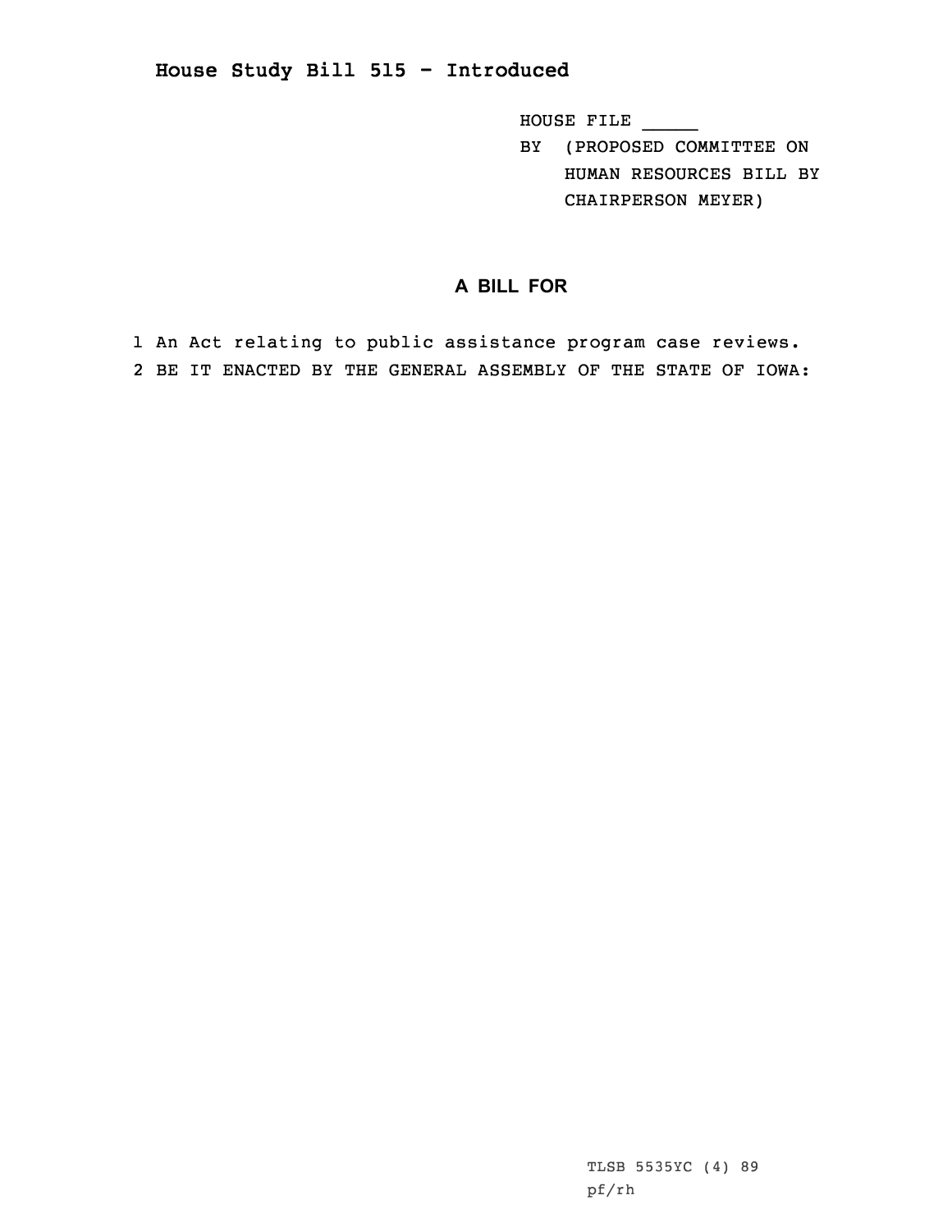## House Study Bill 515 - Introduced

HOUSE FILE _____

BY (PROPOSED COMMITTEE ON HUMAN RESOURCES BILL BY CHAIRPERSON MEYER)

### A BILL FOR

1 An Act relating to public assistance program case reviews.

2 BE IT ENACTED BY THE GENERAL ASSEMBLY OF THE STATE OF IOWA:

TLSB 5535YC (4) 89

pf/rh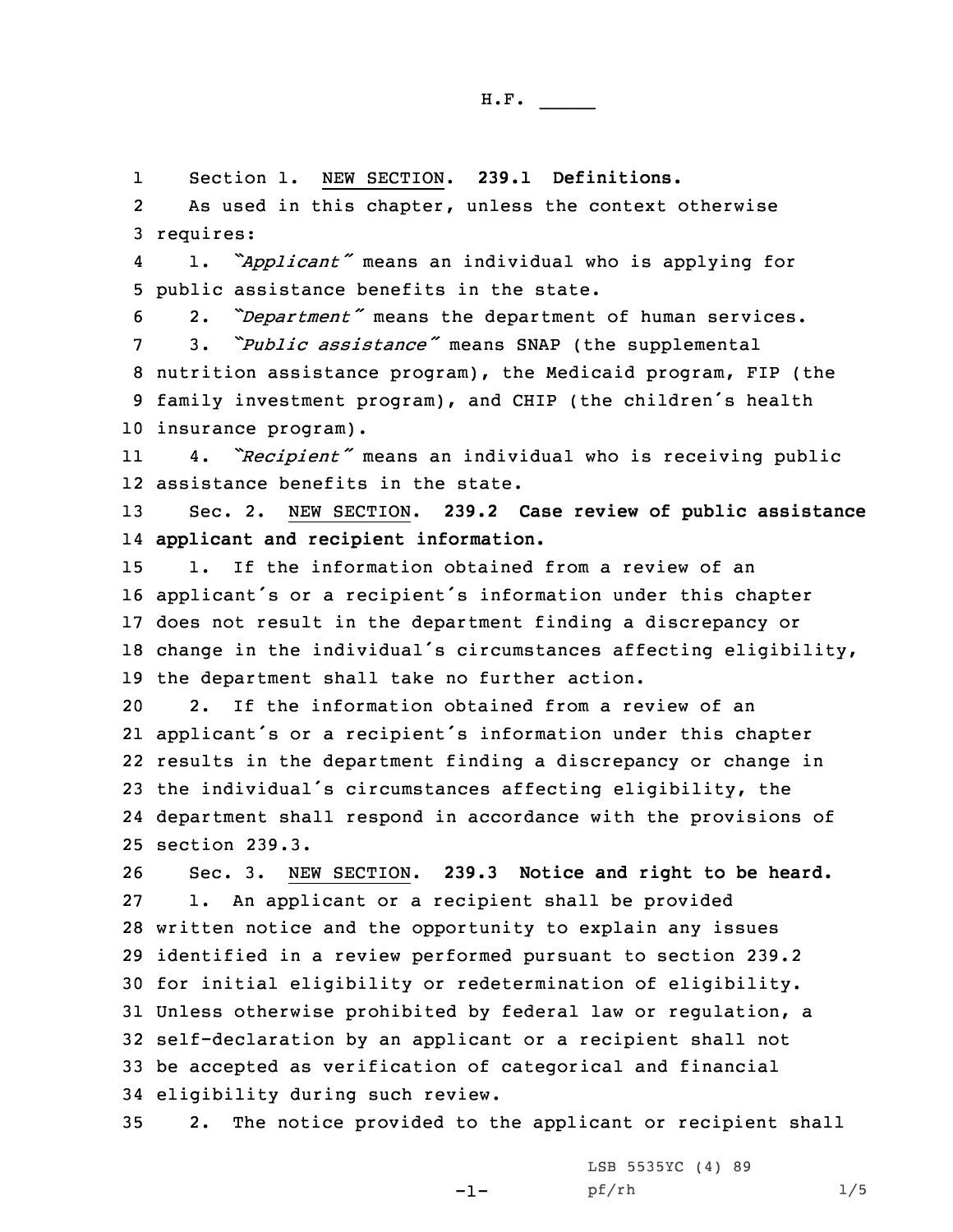H.F. _____

Section 1. NEW SECTION. **239.1 Definitions.**

As used in this chapter, unless the context otherwise requires:

1. *"Applicant"* means an individual who is applying for public assistance benefits in the state.

2. *"Department"* means the department of human services.

3. *"Public assistance"* means SNAP (the supplemental nutrition assistance program), the Medicaid program, FIP (the family investment program), and CHIP (the children's health insurance program).

4. *"Recipient"* means an individual who is receiving public assistance benefits in the state.

Sec. 2. NEW SECTION. **239.2 Case review of public assistance applicant and recipient information.**

1. If the information obtained from a review of an applicant's or a recipient's information under this chapter does not result in the department finding a discrepancy or change in the individual's circumstances affecting eligibility, the department shall take no further action.

2. If the information obtained from a review of an applicant's or a recipient's information under this chapter results in the department finding a discrepancy or change in the individual's circumstances affecting eligibility, the department shall respond in accordance with the provisions of section 239.3.

Sec. 3. NEW SECTION. **239.3 Notice and right to be heard.**

1. An applicant or a recipient shall be provided written notice and the opportunity to explain any issues identified in a review performed pursuant to section 239.2 for initial eligibility or redetermination of eligibility. Unless otherwise prohibited by federal law or regulation, a self-declaration by an applicant or a recipient shall not be accepted as verification of categorical and financial eligibility during such review.

2. The notice provided to the applicant or recipient shall

LSB 5535YC (4) 89
pf/rh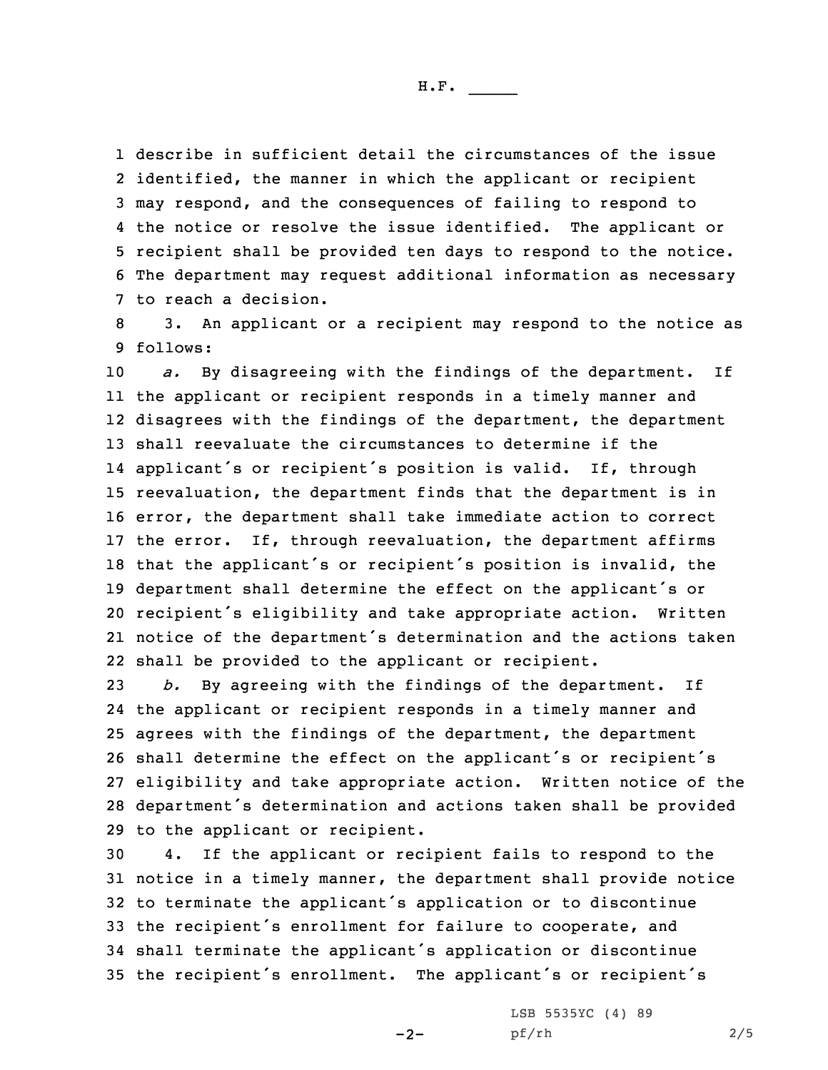describe in sufficient detail the circumstances of the issue identified, the manner in which the applicant or recipient may respond, and the consequences of failing to respond to the notice or resolve the issue identified. The applicant or recipient shall be provided ten days to respond to the notice. The department may request additional information as necessary to reach a decision.

3. An applicant or a recipient may respond to the notice as follows:

*a.* By disagreeing with the findings of the department. If the applicant or recipient responds in a timely manner and disagrees with the findings of the department, the department shall reevaluate the circumstances to determine if the applicant's or recipient's position is valid. If, through reevaluation, the department finds that the department is in error, the department shall take immediate action to correct the error. If, through reevaluation, the department affirms that the applicant's or recipient's position is invalid, the department shall determine the effect on the applicant's or recipient's eligibility and take appropriate action. Written notice of the department's determination and the actions taken shall be provided to the applicant or recipient.

*b.* By agreeing with the findings of the department. If the applicant or recipient responds in a timely manner and agrees with the findings of the department, the department shall determine the effect on the applicant's or recipient's eligibility and take appropriate action. Written notice of the department's determination and actions taken shall be provided to the applicant or recipient.

4. If the applicant or recipient fails to respond to the notice in a timely manner, the department shall provide notice to terminate the applicant's application or to discontinue the recipient's enrollment for failure to cooperate, and shall terminate the applicant's application or discontinue the recipient's enrollment. The applicant's or recipient's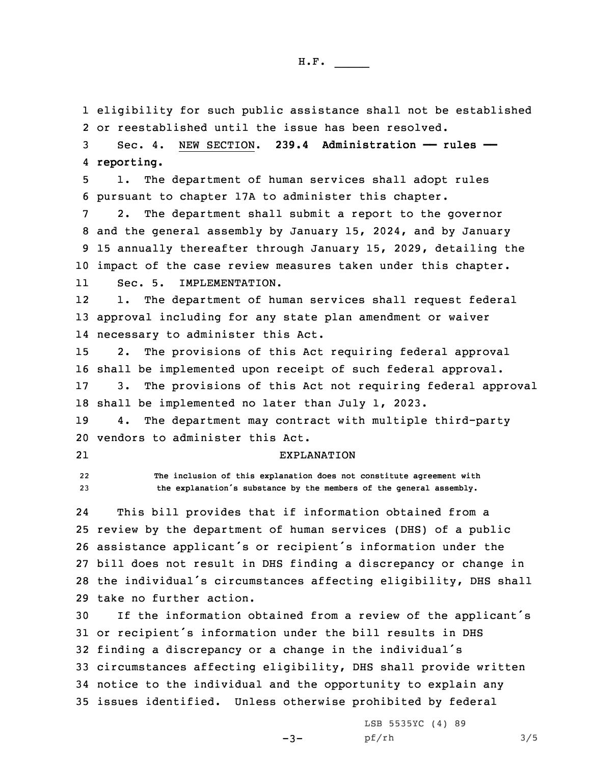eligibility for such public assistance shall not be established or reestablished until the issue has been resolved.

Sec. 4. NEW SECTION. **239.4 Administration — rules — reporting.**

1. The department of human services shall adopt rules pursuant to chapter 17A to administer this chapter.

2. The department shall submit a report to the governor and the general assembly by January 15, 2024, and by January 15 annually thereafter through January 15, 2029, detailing the impact of the case review measures taken under this chapter.

Sec. 5. IMPLEMENTATION.

1. The department of human services shall request federal approval including for any state plan amendment or waiver necessary to administer this Act.

2. The provisions of this Act requiring federal approval shall be implemented upon receipt of such federal approval.

3. The provisions of this Act not requiring federal approval shall be implemented no later than July 1, 2023.

4. The department may contract with multiple third-party vendors to administer this Act.

EXPLANATION

The inclusion of this explanation does not constitute agreement with the explanation's substance by the members of the general assembly.

This bill provides that if information obtained from a review by the department of human services (DHS) of a public assistance applicant's or recipient's information under the bill does not result in DHS finding a discrepancy or change in the individual's circumstances affecting eligibility, DHS shall take no further action.

If the information obtained from a review of the applicant's or recipient's information under the bill results in DHS finding a discrepancy or a change in the individual's circumstances affecting eligibility, DHS shall provide written notice to the individual and the opportunity to explain any issues identified. Unless otherwise prohibited by federal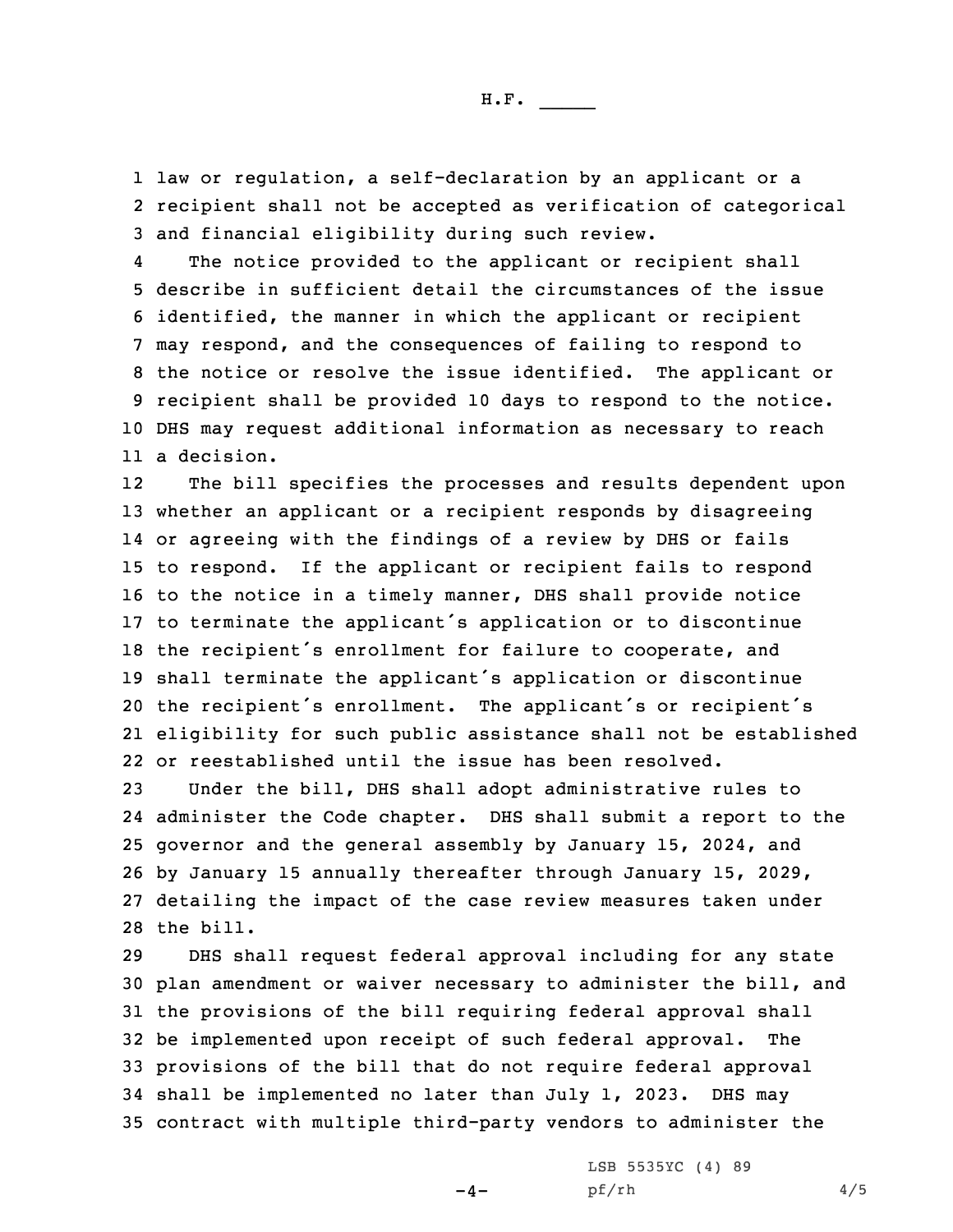law or regulation, a self-declaration by an applicant or a recipient shall not be accepted as verification of categorical and financial eligibility during such review.

The notice provided to the applicant or recipient shall describe in sufficient detail the circumstances of the issue identified, the manner in which the applicant or recipient may respond, and the consequences of failing to respond to the notice or resolve the issue identified. The applicant or recipient shall be provided 10 days to respond to the notice. DHS may request additional information as necessary to reach a decision.

The bill specifies the processes and results dependent upon whether an applicant or a recipient responds by disagreeing or agreeing with the findings of a review by DHS or fails to respond. If the applicant or recipient fails to respond to the notice in a timely manner, DHS shall provide notice to terminate the applicant's application or to discontinue the recipient's enrollment for failure to cooperate, and shall terminate the applicant's application or discontinue the recipient's enrollment. The applicant's or recipient's eligibility for such public assistance shall not be established or reestablished until the issue has been resolved.

Under the bill, DHS shall adopt administrative rules to administer the Code chapter. DHS shall submit a report to the governor and the general assembly by January 15, 2024, and by January 15 annually thereafter through January 15, 2029, detailing the impact of the case review measures taken under the bill.

DHS shall request federal approval including for any state plan amendment or waiver necessary to administer the bill, and the provisions of the bill requiring federal approval shall be implemented upon receipt of such federal approval. The provisions of the bill that do not require federal approval shall be implemented no later than July 1, 2023. DHS may contract with multiple third-party vendors to administer the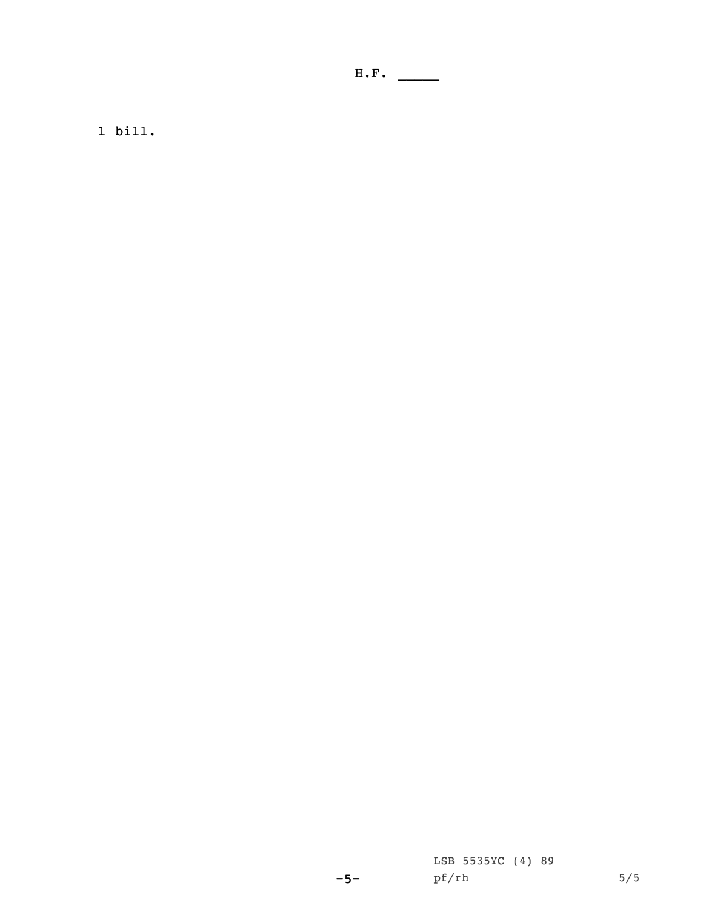1 bill.